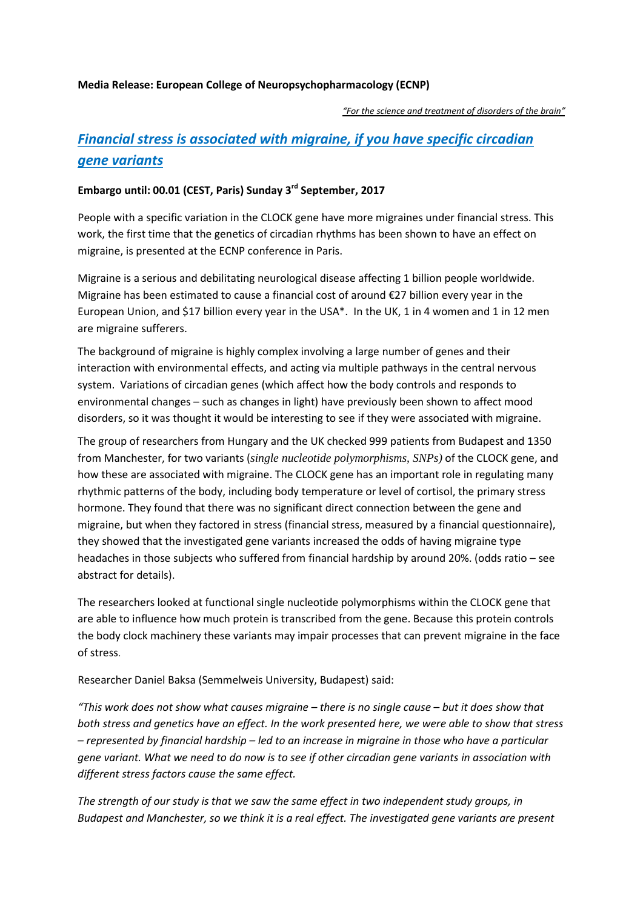**Media Release: European College of Neuropsychopharmacology (ECNP)**

*"For the science and treatment of disorders of the brain"*

# *Financial stress is associated with migraine, if you have specific circadian gene variants*

**Embargo until: 00.01 (CEST, Paris) Sunday 3rd September, 2017**

People with a specific variation in the CLOCK gene have more migraines under financial stress. This work, the first time that the genetics of circadian rhythms has been shown to have an effect on migraine, is presented at the ECNP conference in Paris.

Migraine is a serious and debilitating neurological disease affecting 1 billion people worldwide. Migraine has been estimated to cause a financial cost of around €27 billion every year in the European Union, and $17 billion every year in the USA*. In the UK, 1 in 4 women and 1 in 12 men are migraine sufferers.

The background of migraine is highly complex involving a large number of genes and their interaction with environmental effects, and acting via multiple pathways in the central nervous system. Variations of circadian genes (which affect how the body controls and responds to environmental changes – such as changes in light) have previously been shown to affect mood disorders, so it was thought it would be interesting to see if they were associated with migraine.

The group of researchers from Hungary and the UK checked 999 patients from Budapest and 1350 from Manchester, for two variants (*single nucleotide polymorphisms, SNPs)* of the CLOCK gene, and how these are associated with migraine. The CLOCK gene has an important role in regulating many rhythmic patterns of the body, including body temperature or level of cortisol, the primary stress hormone. They found that there was no significant direct connection between the gene and migraine, but when they factored in stress (financial stress, measured by a financial questionnaire), they showed that the investigated gene variants increased the odds of having migraine type headaches in those subjects who suffered from financial hardship by around 20%. (odds ratio – see abstract for details).

The researchers looked at functional single nucleotide polymorphisms within the CLOCK gene that are able to influence how much protein is transcribed from the gene. Because this protein controls the body clock machinery these variants may impair processes that can prevent migraine in the face of stress.

Researcher Daniel Baksa (Semmelweis University, Budapest) said:

*"This work does not show what causes migraine – there is no single cause – but it does show that both stress and genetics have an effect. In the work presented here, we were able to show that stress – represented by financial hardship – led to an increase in migraine in those who have a particular gene variant. What we need to do now is to see if other circadian gene variants in association with different stress factors cause the same effect.*

*The strength of our study is that we saw the same effect in two independent study groups, in Budapest and Manchester, so we think it is a real effect. The investigated gene variants are present*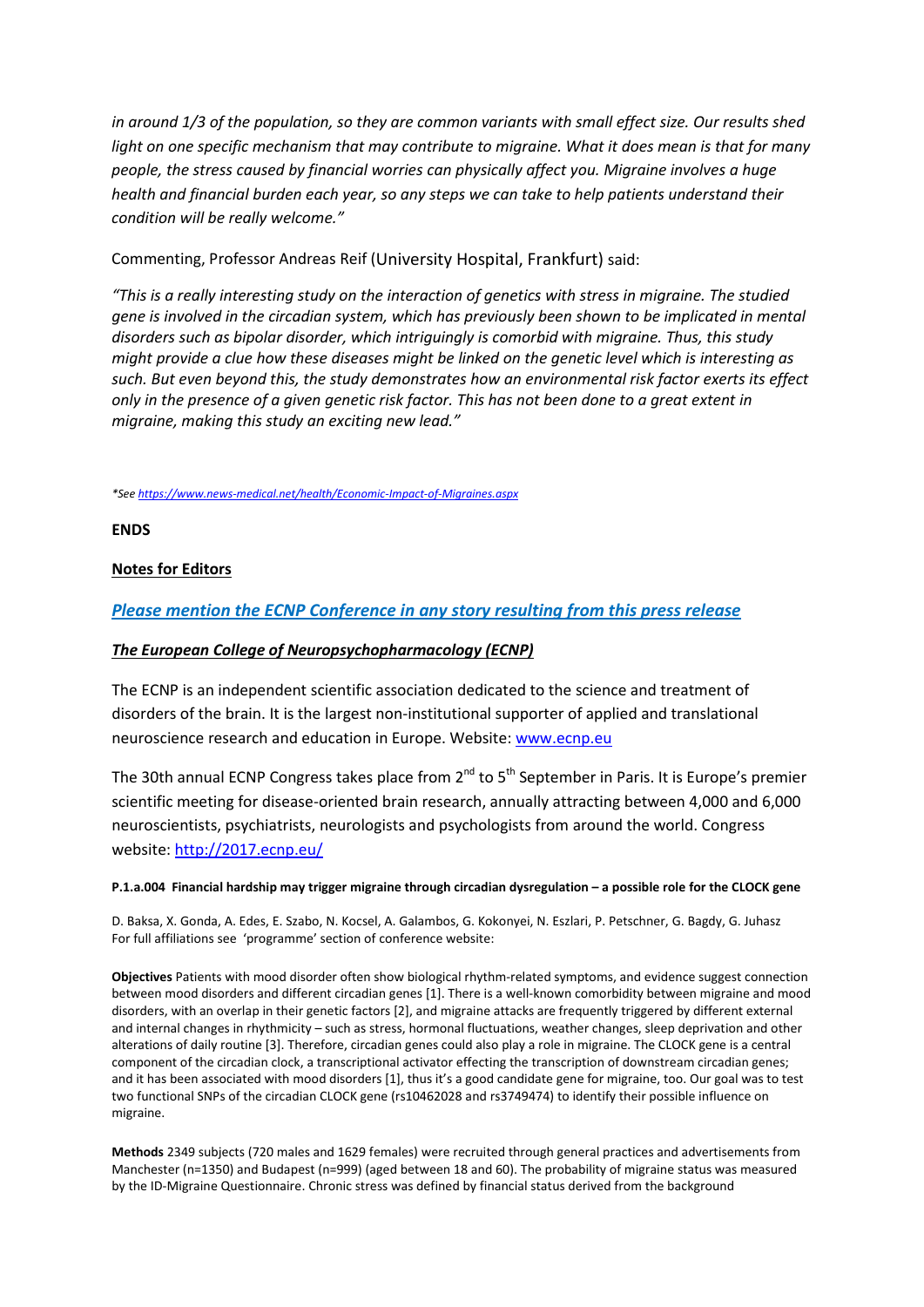*in around 1/3 of the population, so they are common variants with small effect size. Our results shed light on one specific mechanism that may contribute to migraine. What it does mean is that for many people, the stress caused by financial worries can physically affect you. Migraine involves a huge health and financial burden each year, so any steps we can take to help patients understand their condition will be really welcome."*

Commenting, Professor Andreas Reif (University Hospital, Frankfurt) said:

*"This is a really interesting study on the interaction of genetics with stress in migraine. The studied gene is involved in the circadian system, which has previously been shown to be implicated in mental disorders such as bipolar disorder, which intriguingly is comorbid with migraine. Thus, this study might provide a clue how these diseases might be linked on the genetic level which is interesting as such. But even beyond this, the study demonstrates how an environmental risk factor exerts its effect only in the presence of a given genetic risk factor. This has not been done to a great extent in migraine, making this study an exciting new lead."*

*\*See https://www.news-medical.net/health/Economic-Impact-of-Migraines.aspx*

**ENDS**

**Notes for Editors**

***Please mention the ECNP Conference in any story resulting from this press release***

***The European College of Neuropsychopharmacology (ECNP)***

The ECNP is an independent scientific association dedicated to the science and treatment of disorders of the brain. It is the largest non-institutional supporter of applied and translational neuroscience research and education in Europe. Website: www.ecnp.eu

The 30th annual ECNP Congress takes place from 2nd to 5th September in Paris. It is Europe's premier scientific meeting for disease-oriented brain research, annually attracting between 4,000 and 6,000 neuroscientists, psychiatrists, neurologists and psychologists from around the world. Congress website: http://2017.ecnp.eu/

**P.1.a.004 Financial hardship may trigger migraine through circadian dysregulation – a possible role for the CLOCK gene**

D. Baksa, X. Gonda, A. Edes, E. Szabo, N. Kocsel, A. Galambos, G. Kokonyei, N. Eszlari, P. Petschner, G. Bagdy, G. Juhasz
For full affiliations see 'programme' section of conference website:

**Objectives** Patients with mood disorder often show biological rhythm-related symptoms, and evidence suggest connection between mood disorders and different circadian genes [1]. There is a well-known comorbidity between migraine and mood disorders, with an overlap in their genetic factors [2], and migraine attacks are frequently triggered by different external and internal changes in rhythmicity – such as stress, hormonal fluctuations, weather changes, sleep deprivation and other alterations of daily routine [3]. Therefore, circadian genes could also play a role in migraine. The CLOCK gene is a central component of the circadian clock, a transcriptional activator effecting the transcription of downstream circadian genes; and it has been associated with mood disorders [1], thus it's a good candidate gene for migraine, too. Our goal was to test two functional SNPs of the circadian CLOCK gene (rs10462028 and rs3749474) to identify their possible influence on migraine.

**Methods** 2349 subjects (720 males and 1629 females) were recruited through general practices and advertisements from Manchester (n=1350) and Budapest (n=999) (aged between 18 and 60). The probability of migraine status was measured by the ID-Migraine Questionnaire. Chronic stress was defined by financial status derived from the background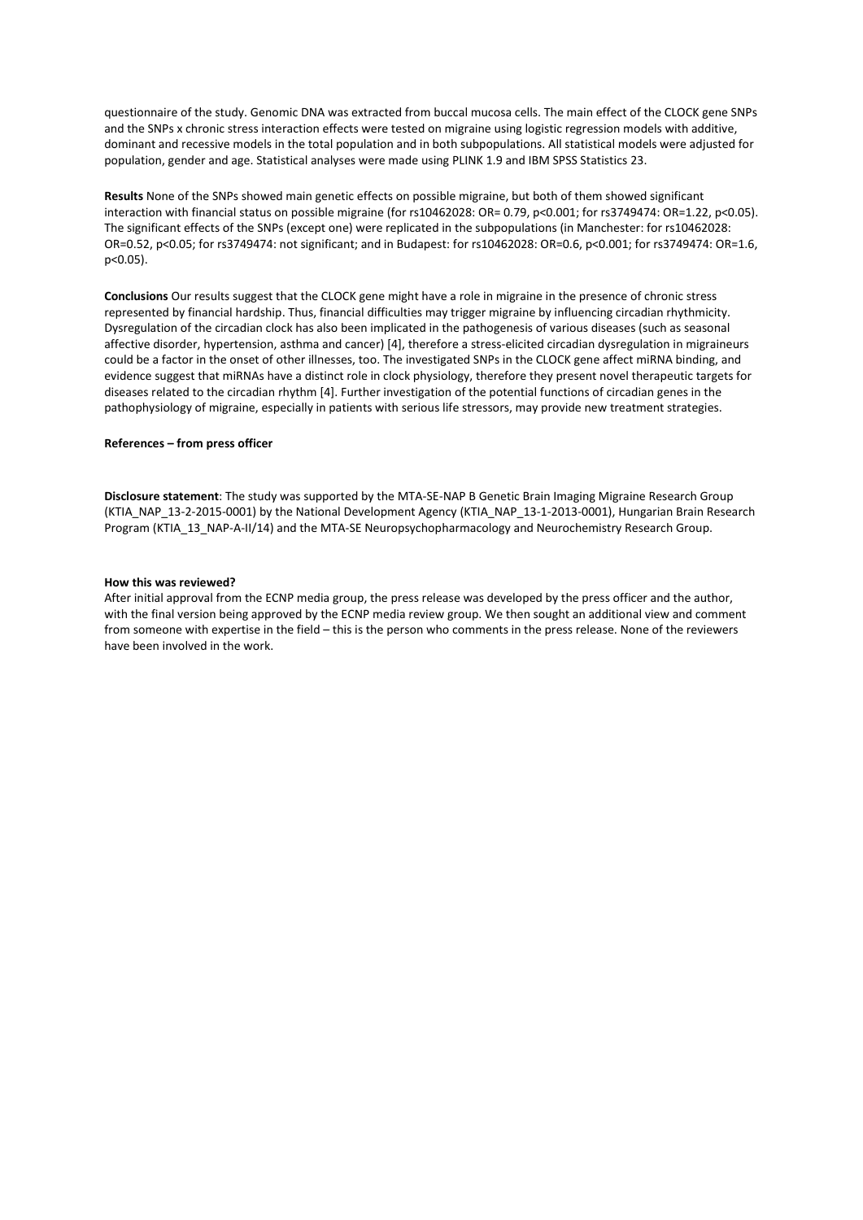questionnaire of the study. Genomic DNA was extracted from buccal mucosa cells. The main effect of the CLOCK gene SNPs and the SNPs x chronic stress interaction effects were tested on migraine using logistic regression models with additive, dominant and recessive models in the total population and in both subpopulations. All statistical models were adjusted for population, gender and age. Statistical analyses were made using PLINK 1.9 and IBM SPSS Statistics 23.

**Results** None of the SNPs showed main genetic effects on possible migraine, but both of them showed significant interaction with financial status on possible migraine (for rs10462028: OR= 0.79, $p<0.001$; for rs3749474: OR=1.22, $p<0.05$). The significant effects of the SNPs (except one) were replicated in the subpopulations (in Manchester: for rs10462028: OR=0.52, $p<0.05$; for rs3749474: not significant; and in Budapest: for rs10462028: OR=0.6, $p<0.001$; for rs3749474: OR=1.6, $p<0.05$).

**Conclusions** Our results suggest that the CLOCK gene might have a role in migraine in the presence of chronic stress represented by financial hardship. Thus, financial difficulties may trigger migraine by influencing circadian rhythmicity. Dysregulation of the circadian clock has also been implicated in the pathogenesis of various diseases (such as seasonal affective disorder, hypertension, asthma and cancer) [4], therefore a stress-elicited circadian dysregulation in migraineurs could be a factor in the onset of other illnesses, too. The investigated SNPs in the CLOCK gene affect miRNA binding, and evidence suggest that miRNAs have a distinct role in clock physiology, therefore they present novel therapeutic targets for diseases related to the circadian rhythm [4]. Further investigation of the potential functions of circadian genes in the pathophysiology of migraine, especially in patients with serious life stressors, may provide new treatment strategies.

**References – from press officer**

**Disclosure statement**: The study was supported by the MTA-SE-NAP B Genetic Brain Imaging Migraine Research Group (KTIA_NAP_13-2-2015-0001) by the National Development Agency (KTIA_NAP_13-1-2013-0001), Hungarian Brain Research Program (KTIA_13_NAP-A-II/14) and the MTA-SE Neuropsychopharmacology and Neurochemistry Research Group.

**How this was reviewed?**

After initial approval from the ECNP media group, the press release was developed by the press officer and the author, with the final version being approved by the ECNP media review group. We then sought an additional view and comment from someone with expertise in the field – this is the person who comments in the press release. None of the reviewers have been involved in the work.